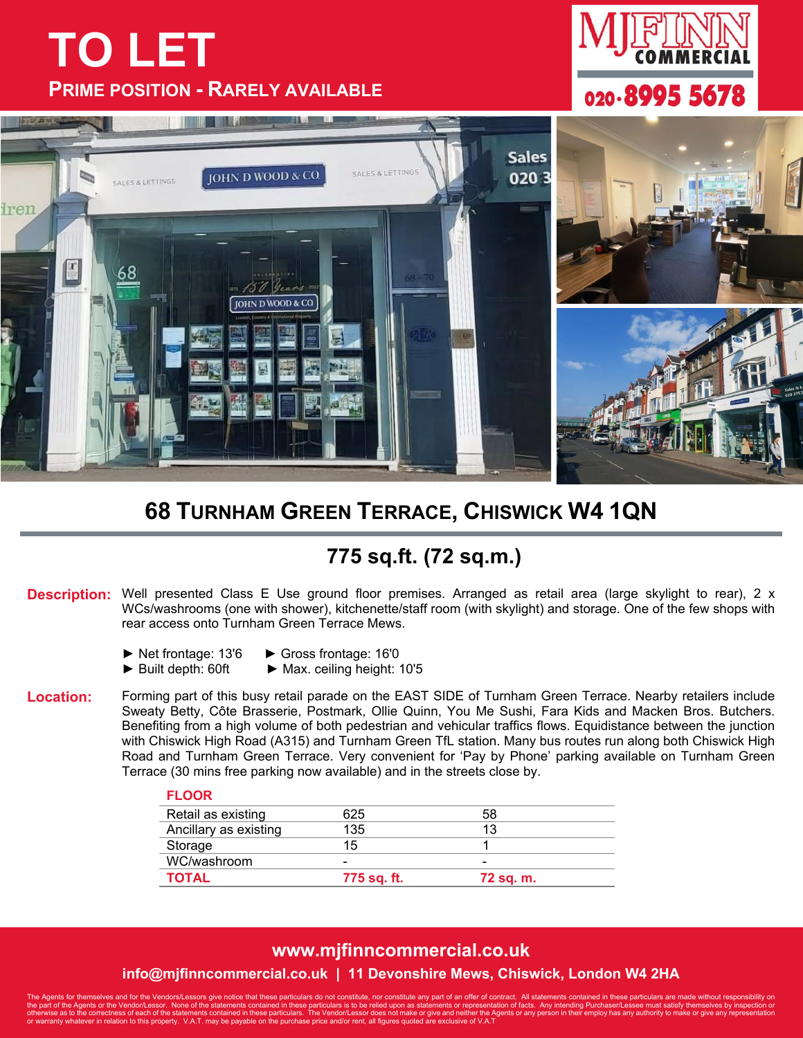# TO LET

**PRIME POSITION - RARELY AVAILABLE**

MJFINN COMMERCIAL
020-8995 5678

## 68 TURNHAM GREEN TERRACE, CHISWICK W4 1QN

## 775 sq.ft. (72 sq.m.)

**Description:** Well presented Class E Use ground floor premises. Arranged as retail area (large skylight to rear), 2 x WCs/washrooms (one with shower), kitchenette/staff room (with skylight) and storage. One of the few shops with rear access onto Turnham Green Terrace Mews.

- ► Net frontage: 13'6
- ► Gross frontage: 16'0
- ► Built depth: 60ft
- ► Max. ceiling height: 10'5

**Location:** Forming part of this busy retail parade on the EAST SIDE of Turnham Green Terrace. Nearby retailers include Sweaty Betty, Côte Brasserie, Postmark, Ollie Quinn, You Me Sushi, Fara Kids and Macken Bros. Butchers. Benefiting from a high volume of both pedestrian and vehicular traffics flows. Equidistance between the junction with Chiswick High Road (A315) and Turnham Green TfL station. Many bus routes run along both Chiswick High Road and Turnham Green Terrace. Very convenient for 'Pay by Phone' parking available on Turnham Green Terrace (30 mins free parking now available) and in the streets close by.

| FLOOR | | |
|---|---|---|
| Retail as existing | 625 | 58 |
| Ancillary as existing | 135 | 13 |
| Storage | 15 | 1 |
| WC/washroom | - | - |
| **TOTAL** | **775 sq. ft.** | **72 sq. m.** |

**www.mjfinncommercial.co.uk**

**info@mjfinncommercial.co.uk | 11 Devonshire Mews, Chiswick, London W4 2HA**

The Agents for themselves and for the Vendors/Lessors give notice that these particulars do not constitute, nor constitute any part of an offer of contract. All statements contained in these particulars are made without responsibility on the part of the Agents or the Vendor/Lessor. None of the statements contained in these particulars is to be relied upon as statements or representation of facts. Any intending Purchaser/Lessee must satisfy themselves by inspection or otherwise as to the correctness of each of the statements contained in these particulars. The Vendor/Lessor does not make or give and neither the Agents or any person in their employ has any authority to make or give any representation or warranty whatever in relation to this property. V.A.T. may be payable on the purchase price and/or rent, all figures quoted are exclusive of V.A.T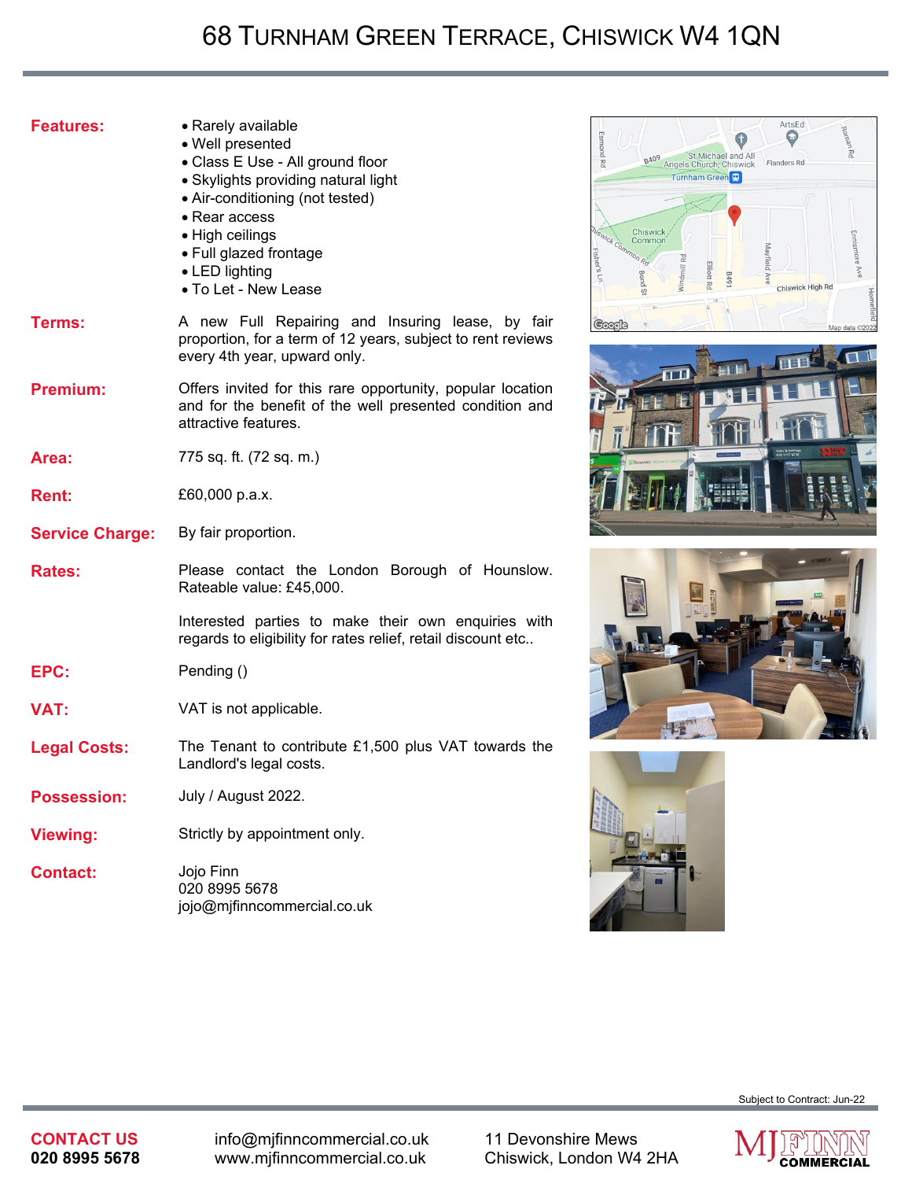# 68 Turnham Green Terrace, Chiswick W4 1QN

**Features:**

- Rarely available
- Well presented
- Class E Use - All ground floor
- Skylights providing natural light
- Air-conditioning (not tested)
- Rear access
- High ceilings
- Full glazed frontage
- LED lighting
- To Let - New Lease

**Terms:** A new Full Repairing and Insuring lease, by fair proportion, for a term of 12 years, subject to rent reviews every 4th year, upward only.

**Premium:** Offers invited for this rare opportunity, popular location and for the benefit of the well presented condition and attractive features.

**Area:** 775 sq. ft. (72 sq. m.)

**Rent:** £60,000 p.a.x.

**Service Charge:** By fair proportion.

**Rates:** Please contact the London Borough of Hounslow. Rateable value: £45,000.

Interested parties to make their own enquiries with regards to eligibility for rates relief, retail discount etc..

**EPC:** Pending ()

**VAT:** VAT is not applicable.

**Legal Costs:** The Tenant to contribute £1,500 plus VAT towards the Landlord's legal costs.

**Possession:** July / August 2022.

**Viewing:** Strictly by appointment only.

**Contact:** Jojo Finn
020 8995 5678
jojo@mjfinncommercial.co.uk

Subject to Contract: Jun-22

**CONTACT US**
**020 8995 5678**

info@mjfinncommercial.co.uk
www.mjfinncommercial.co.uk

11 Devonshire Mews
Chiswick, London W4 2HA

MJ FINN COMMERCIAL